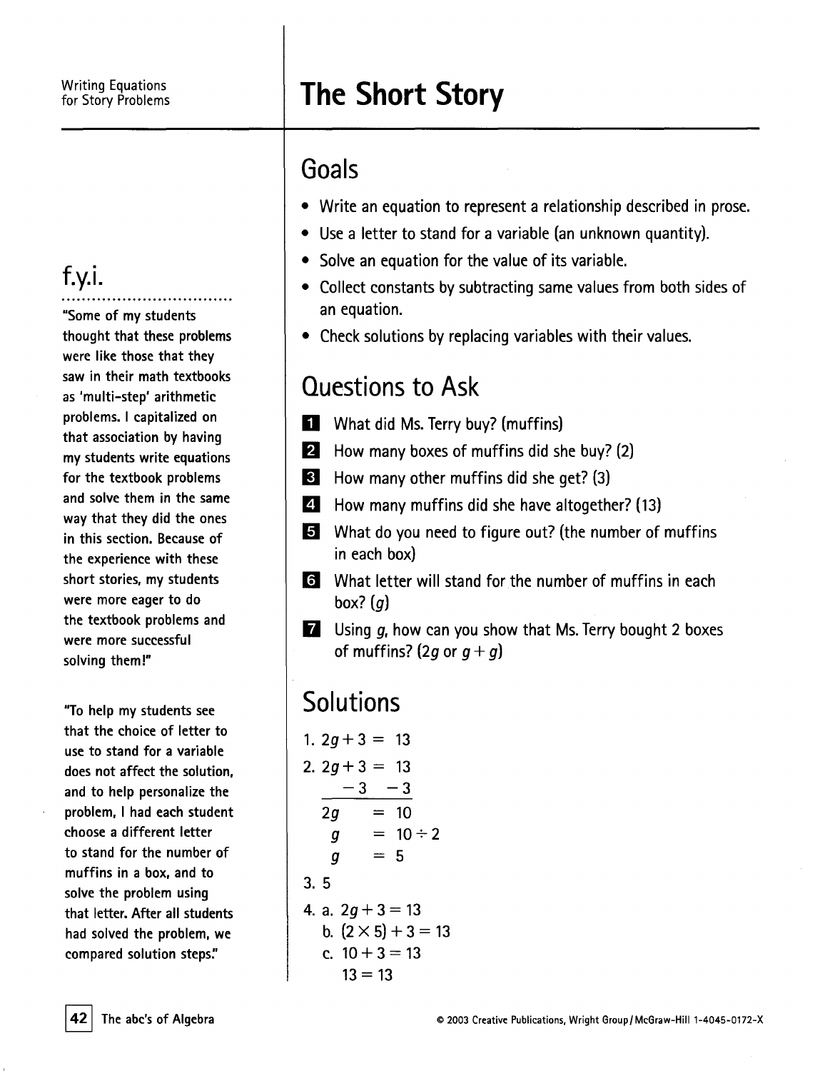Writing Equations for Story Problems

# The Short Story

## f.y.i.

"Some of my students thought that these problems were like those that they saw in their math textbooks as 'multi-step' arithmetic problems. I capitalized on that association by having my students write equations for the textbook problems and solve them in the same way that they did the ones in this section. Because of the experience with these short stories, my students were more eager to do the textbook problems and were more successful solving them!"

"To help my students see that the choice of letter to use to stand for a variable does not affect the solution, and to help personalize the problem, I had each student choose a different letter to stand for the number of muffins in a box, and to solve the problem using that letter. After all students had solved the problem, we compared solution steps."

## Goals

- Write an equation to represent a relationship described in prose.
- Use a letter to stand for a variable (an unknown quantity).
- Solve an equation for the value of its variable.
- Collect constants by subtracting same values from both sides of an equation.
- Check solutions by replacing variables with their values.

## Questions to Ask

1. What did Ms. Terry buy? (muffins)
2. How many boxes of muffins did she buy? (2)
3. How many other muffins did she get? (3)
4. How many muffins did she have altogether? (13)
5. What do you need to figure out? (the number of muffins in each box)
6. What letter will stand for the number of muffins in each box? ($g$)
7. Using $g$, how can you show that Ms. Terry bought 2 boxes of muffins? ($2g$ or $g + g$)

## Solutions

1. $2g + 3 = 13$
2. $$\begin{aligned} 2g + 3 &= 13 \\ -3 \quad &\; -3 \\ \hline 2g &= 10 \\ g &= 10 \div 2 \\ g &= 5 \end{aligned}$$
3. 5
4. a. $2g + 3 = 13$
   b. $(2 \times 5) + 3 = 13$
   c. $10 + 3 = 13$
   $13 = 13$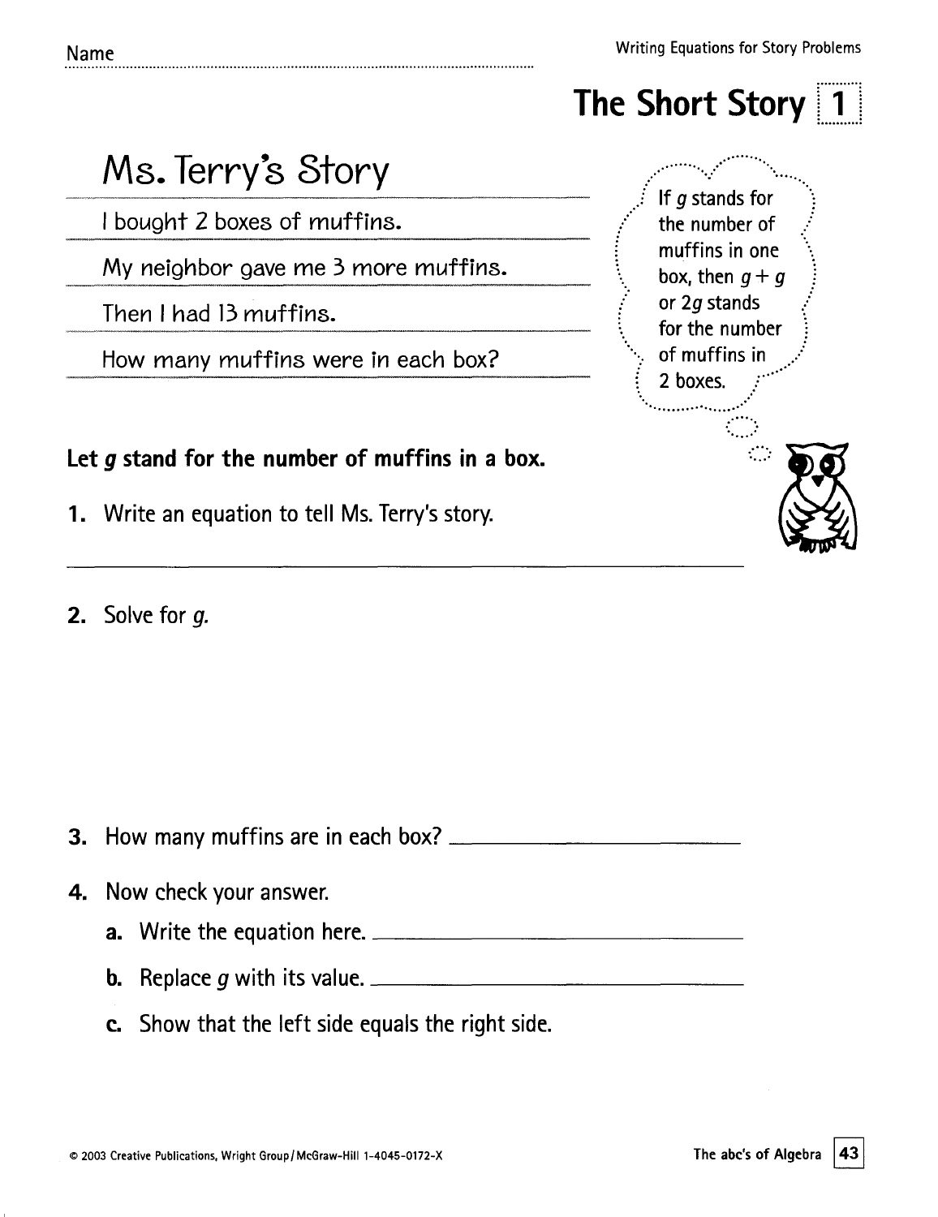Name

# The Short Story 1

## Ms. Terry's Story

I bought 2 boxes of muffins.

My neighbor gave me 3 more muffins.

Then I had 13 muffins.

How many muffins were in each box?

If $g$ stands for the number of muffins in one box, then $g + g$ or $2g$ stands for the number of muffins in 2 boxes.

**Let $g$ stand for the number of muffins in a box.**

1. Write an equation to tell Ms. Terry's story.

   ______________________________

2. Solve for $g$.

3. How many muffins are in each box? ______________

4. Now check your answer.

   a. Write the equation here. ______________

   b. Replace $g$ with its value. ______________

   c. Show that the left side equals the right side.

© 2003 Creative Publications, Wright Group/McGraw-Hill 1-4045-0172-X